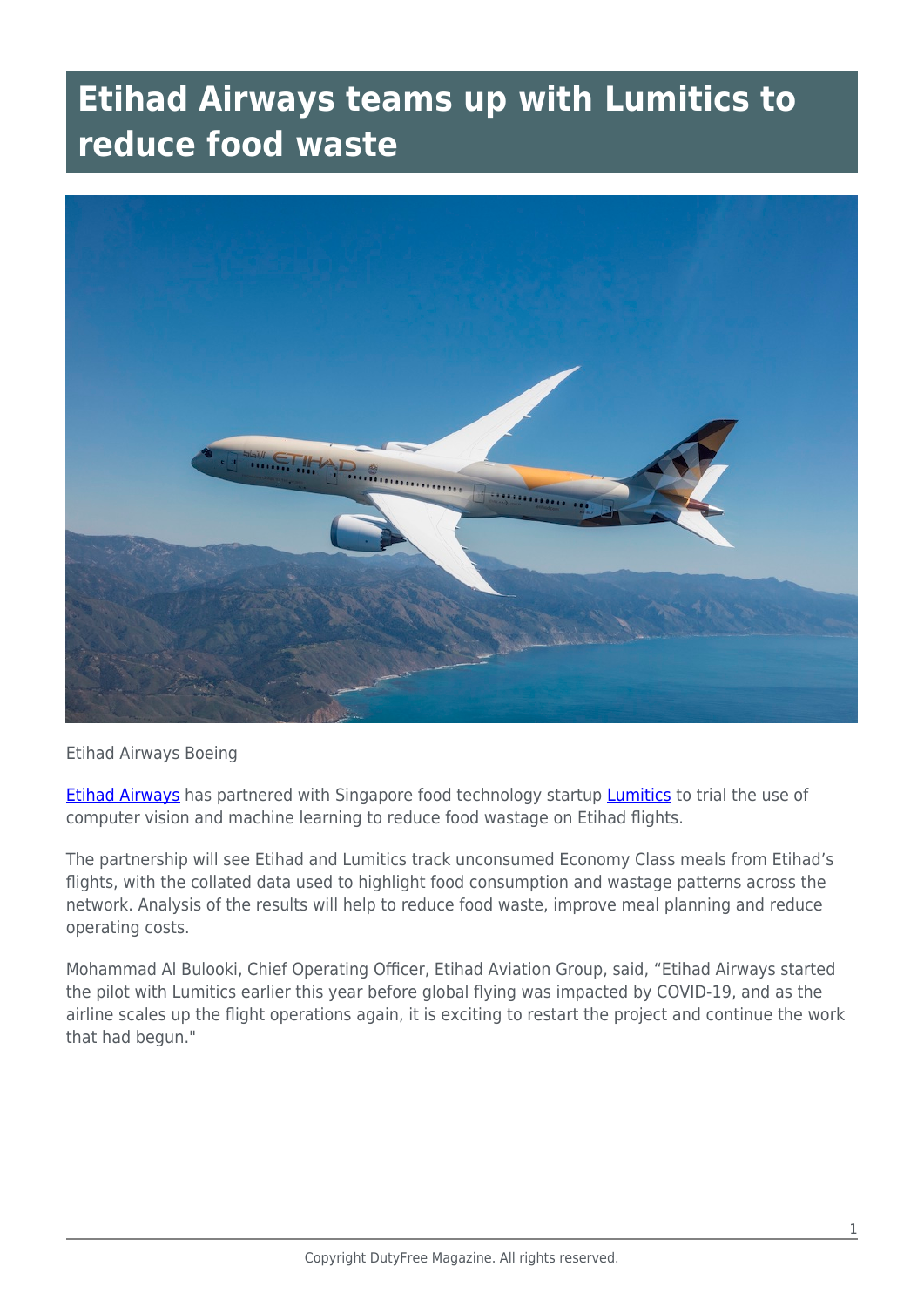# Etihad Airways teams up with Lumitics to reduce food waste

Etihad Airways Boeing

Etihad Airways has partnered with Singapore food technology startup Lumitics to trial the use of computer vision and machine learning to reduce food wastage on Etihad flights.

The partnership will see Etihad and Lumitics track unconsumed Economy Class meals from Etihad's flights, with the collated data used to highlight food consumption and wastage patterns across the network. Analysis of the results will help to reduce food waste, improve meal planning and reduce operating costs.

Mohammad Al Bulooki, Chief Operating Officer, Etihad Aviation Group, said, "Etihad Airways started the pilot with Lumitics earlier this year before global flying was impacted by COVID-19, and as the airline scales up the flight operations again, it is exciting to restart the project and continue the work that had begun."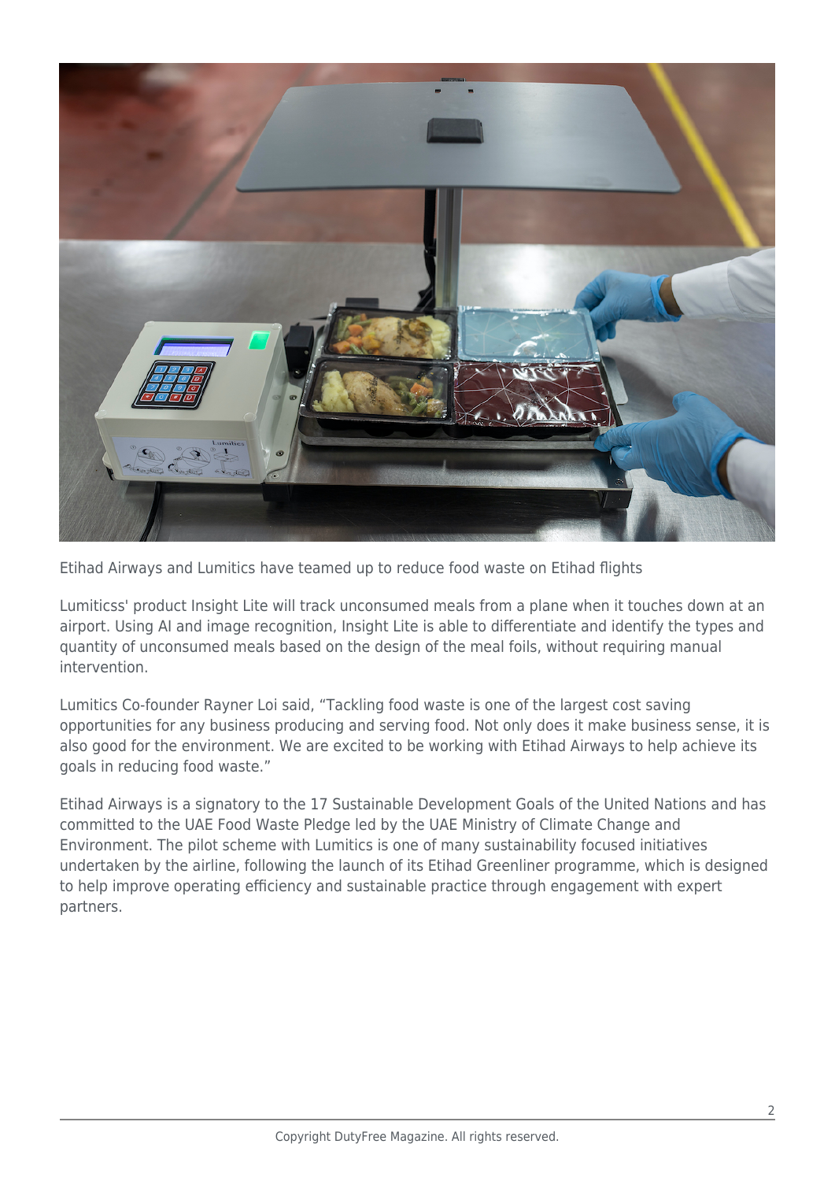Etihad Airways and Lumitics have teamed up to reduce food waste on Etihad flights

Lumiticss' product Insight Lite will track unconsumed meals from a plane when it touches down at an airport. Using AI and image recognition, Insight Lite is able to differentiate and identify the types and quantity of unconsumed meals based on the design of the meal foils, without requiring manual intervention.

Lumitics Co-founder Rayner Loi said, “Tackling food waste is one of the largest cost saving opportunities for any business producing and serving food. Not only does it make business sense, it is also good for the environment. We are excited to be working with Etihad Airways to help achieve its goals in reducing food waste.”

Etihad Airways is a signatory to the 17 Sustainable Development Goals of the United Nations and has committed to the UAE Food Waste Pledge led by the UAE Ministry of Climate Change and Environment. The pilot scheme with Lumitics is one of many sustainability focused initiatives undertaken by the airline, following the launch of its Etihad Greenliner programme, which is designed to help improve operating efficiency and sustainable practice through engagement with expert partners.

Copyright DutyFree Magazine. All rights reserved.